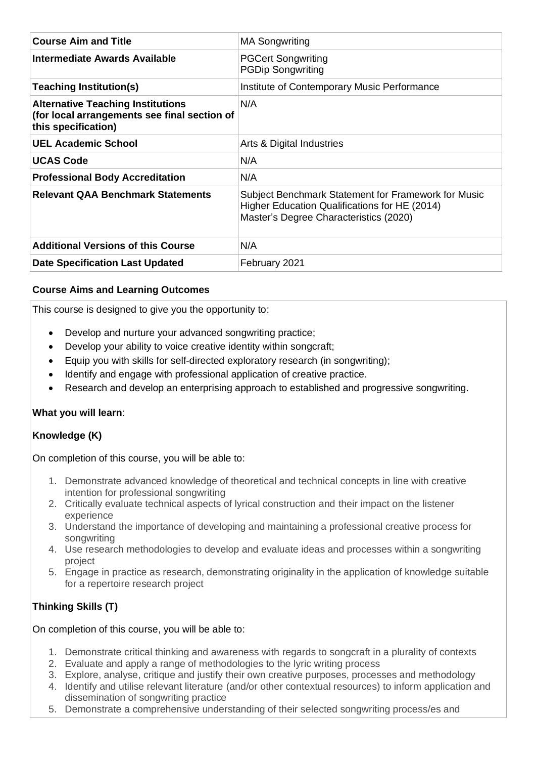| Course Aim and Title | MA Songwriting |
| --- | --- |
| **Intermediate Awards Available** | PGCert Songwriting<br>PGDip Songwriting |
| **Teaching Institution(s)** | Institute of Contemporary Music Performance |
| **Alternative Teaching Institutions (for local arrangements see final section of this specification)** | N/A |
| **UEL Academic School** | Arts & Digital Industries |
| **UCAS Code** | N/A |
| **Professional Body Accreditation** | N/A |
| **Relevant QAA Benchmark Statements** | Subject Benchmark Statement for Framework for Music Higher Education Qualifications for HE (2014)<br>Master's Degree Characteristics (2020) |
| **Additional Versions of this Course** | N/A |
| **Date Specification Last Updated** | February 2021 |

**Course Aims and Learning Outcomes**

This course is designed to give you the opportunity to:

- Develop and nurture your advanced songwriting practice;
- Develop your ability to voice creative identity within songcraft;
- Equip you with skills for self-directed exploratory research (in songwriting);
- Identify and engage with professional application of creative practice.
- Research and develop an enterprising approach to established and progressive songwriting.

**What you will learn**:

**Knowledge (K)**

On completion of this course, you will be able to:

1. Demonstrate advanced knowledge of theoretical and technical concepts in line with creative intention for professional songwriting
2. Critically evaluate technical aspects of lyrical construction and their impact on the listener experience
3. Understand the importance of developing and maintaining a professional creative process for songwriting
4. Use research methodologies to develop and evaluate ideas and processes within a songwriting project
5. Engage in practice as research, demonstrating originality in the application of knowledge suitable for a repertoire research project

**Thinking Skills (T)**

On completion of this course, you will be able to:

1. Demonstrate critical thinking and awareness with regards to songcraft in a plurality of contexts
2. Evaluate and apply a range of methodologies to the lyric writing process
3. Explore, analyse, critique and justify their own creative purposes, processes and methodology
4. Identify and utilise relevant literature (and/or other contextual resources) to inform application and dissemination of songwriting practice
5. Demonstrate a comprehensive understanding of their selected songwriting process/es and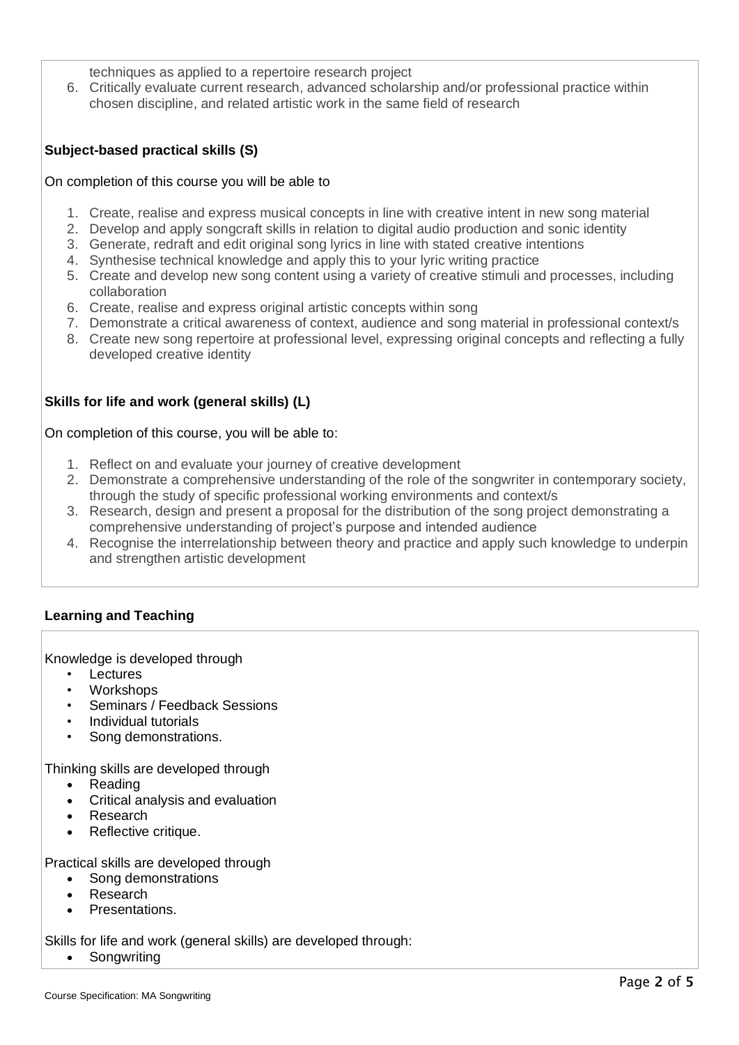techniques as applied to a repertoire research project

6. Critically evaluate current research, advanced scholarship and/or professional practice within chosen discipline, and related artistic work in the same field of research

**Subject-based practical skills (S)**

On completion of this course you will be able to

1. Create, realise and express musical concepts in line with creative intent in new song material
2. Develop and apply songcraft skills in relation to digital audio production and sonic identity
3. Generate, redraft and edit original song lyrics in line with stated creative intentions
4. Synthesise technical knowledge and apply this to your lyric writing practice
5. Create and develop new song content using a variety of creative stimuli and processes, including collaboration
6. Create, realise and express original artistic concepts within song
7. Demonstrate a critical awareness of context, audience and song material in professional context/s
8. Create new song repertoire at professional level, expressing original concepts and reflecting a fully developed creative identity

**Skills for life and work (general skills) (L)**

On completion of this course, you will be able to:

1. Reflect on and evaluate your journey of creative development
2. Demonstrate a comprehensive understanding of the role of the songwriter in contemporary society, through the study of specific professional working environments and context/s
3. Research, design and present a proposal for the distribution of the song project demonstrating a comprehensive understanding of project's purpose and intended audience
4. Recognise the interrelationship between theory and practice and apply such knowledge to underpin and strengthen artistic development

**Learning and Teaching**

Knowledge is developed through

- Lectures
- Workshops
- Seminars / Feedback Sessions
- Individual tutorials
- Song demonstrations.

Thinking skills are developed through

- Reading
- Critical analysis and evaluation
- Research
- Reflective critique.

Practical skills are developed through

- Song demonstrations
- Research
- Presentations.

Skills for life and work (general skills) are developed through:

- Songwriting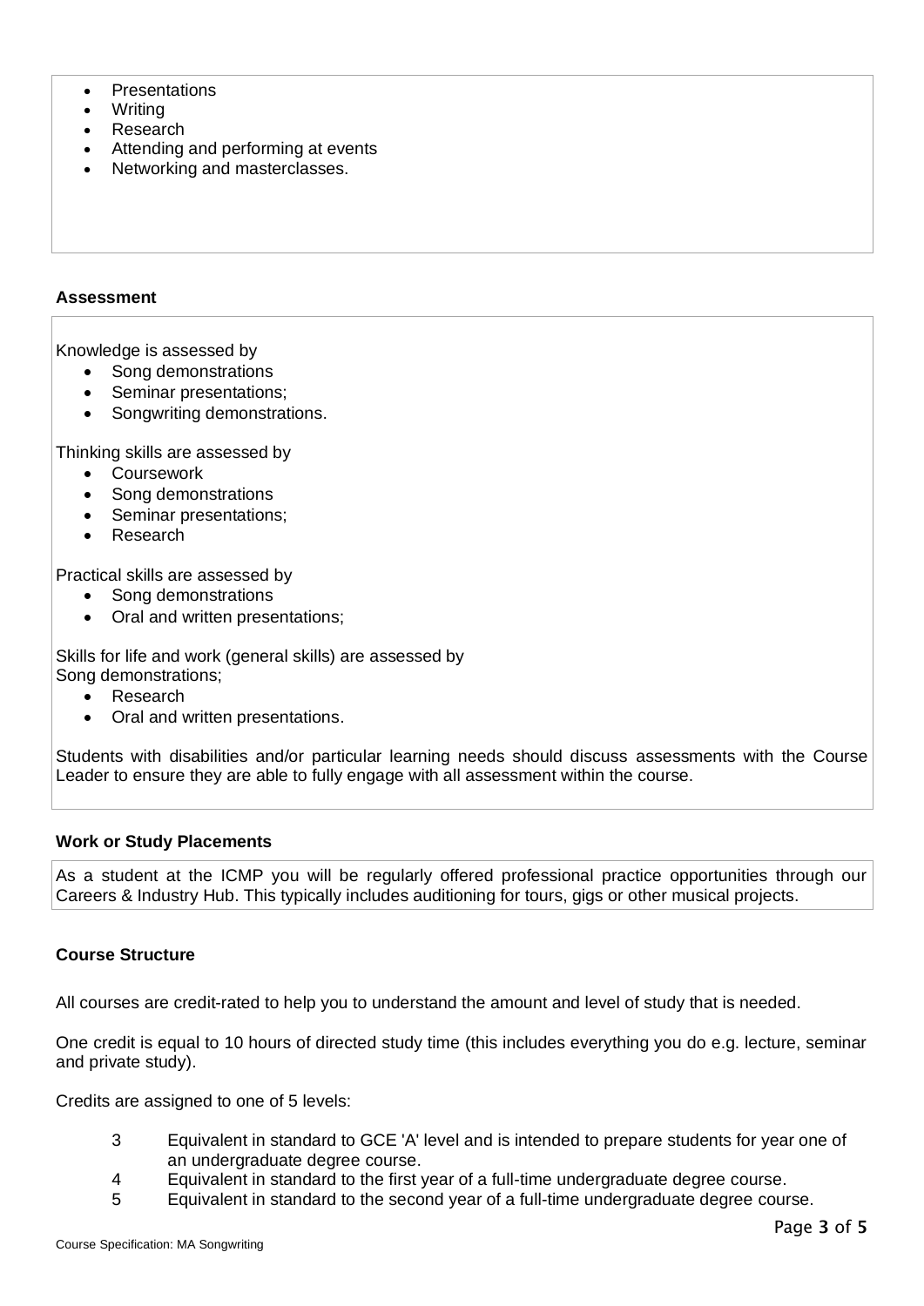- Presentations
- Writing
- Research
- Attending and performing at events
- Networking and masterclasses.

## Assessment

Knowledge is assessed by

- Song demonstrations
- Seminar presentations;
- Songwriting demonstrations.

Thinking skills are assessed by

- Coursework
- Song demonstrations
- Seminar presentations;
- Research

Practical skills are assessed by

- Song demonstrations
- Oral and written presentations;

Skills for life and work (general skills) are assessed by
Song demonstrations;

- Research
- Oral and written presentations.

Students with disabilities and/or particular learning needs should discuss assessments with the Course Leader to ensure they are able to fully engage with all assessment within the course.

## Work or Study Placements

As a student at the ICMP you will be regularly offered professional practice opportunities through our Careers & Industry Hub. This typically includes auditioning for tours, gigs or other musical projects.

## Course Structure

All courses are credit-rated to help you to understand the amount and level of study that is needed.

One credit is equal to 10 hours of directed study time (this includes everything you do e.g. lecture, seminar and private study).

Credits are assigned to one of 5 levels:

3 Equivalent in standard to GCE 'A' level and is intended to prepare students for year one of an undergraduate degree course.
4 Equivalent in standard to the first year of a full-time undergraduate degree course.
5 Equivalent in standard to the second year of a full-time undergraduate degree course.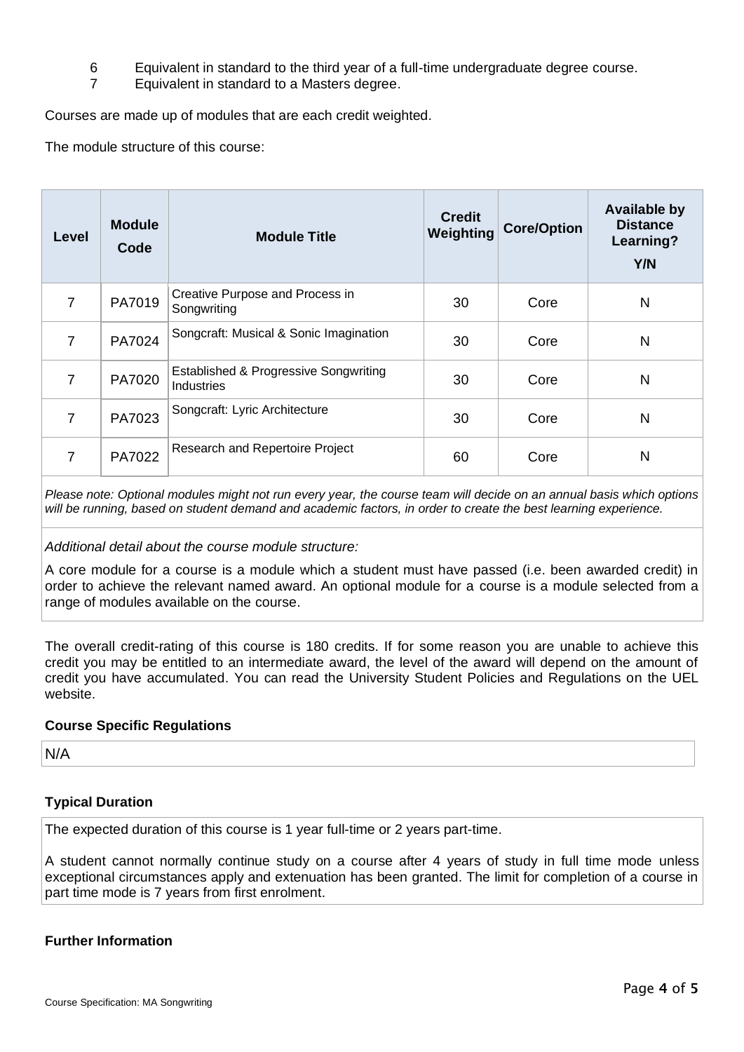6 Equivalent in standard to the third year of a full-time undergraduate degree course.
7 Equivalent in standard to a Masters degree.

Courses are made up of modules that are each credit weighted.

The module structure of this course:

| Level | Module Code | Module Title | Credit Weighting | Core/Option | Available by Distance Learning? Y/N |
|---|---|---|---|---|---|
| 7 | PA7019 | Creative Purpose and Process in Songwriting | 30 | Core | N |
| 7 | PA7024 | Songcraft: Musical & Sonic Imagination | 30 | Core | N |
| 7 | PA7020 | Established & Progressive Songwriting Industries | 30 | Core | N |
| 7 | PA7023 | Songcraft: Lyric Architecture | 30 | Core | N |
| 7 | PA7022 | Research and Repertoire Project | 60 | Core | N |

*Please note: Optional modules might not run every year, the course team will decide on an annual basis which options will be running, based on student demand and academic factors, in order to create the best learning experience.*

*Additional detail about the course module structure:*

A core module for a course is a module which a student must have passed (i.e. been awarded credit) in order to achieve the relevant named award. An optional module for a course is a module selected from a range of modules available on the course.

The overall credit-rating of this course is 180 credits. If for some reason you are unable to achieve this credit you may be entitled to an intermediate award, the level of the award will depend on the amount of credit you have accumulated. You can read the University Student Policies and Regulations on the UEL website.

**Course Specific Regulations**

N/A

**Typical Duration**

The expected duration of this course is 1 year full-time or 2 years part-time.

A student cannot normally continue study on a course after 4 years of study in full time mode unless exceptional circumstances apply and extenuation has been granted. The limit for completion of a course in part time mode is 7 years from first enrolment.

**Further Information**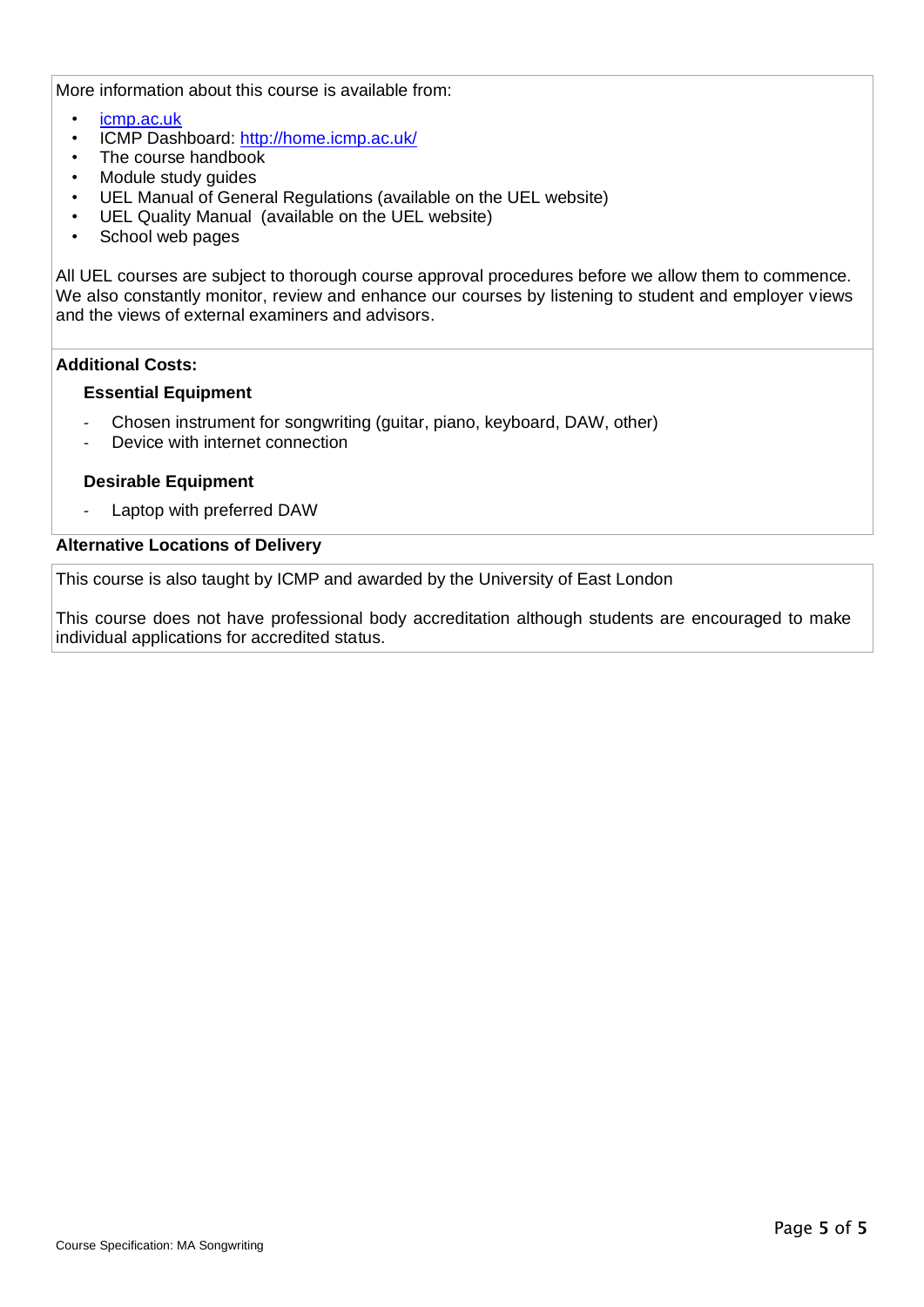More information about this course is available from:

- icmp.ac.uk
- ICMP Dashboard: http://home.icmp.ac.uk/
- The course handbook
- Module study guides
- UEL Manual of General Regulations (available on the UEL website)
- UEL Quality Manual (available on the UEL website)
- School web pages

All UEL courses are subject to thorough course approval procedures before we allow them to commence. We also constantly monitor, review and enhance our courses by listening to student and employer views and the views of external examiners and advisors.

**Additional Costs:**

**Essential Equipment**

- Chosen instrument for songwriting (guitar, piano, keyboard, DAW, other)
- Device with internet connection

**Desirable Equipment**

- Laptop with preferred DAW

**Alternative Locations of Delivery**

This course is also taught by ICMP and awarded by the University of East London

This course does not have professional body accreditation although students are encouraged to make individual applications for accredited status.